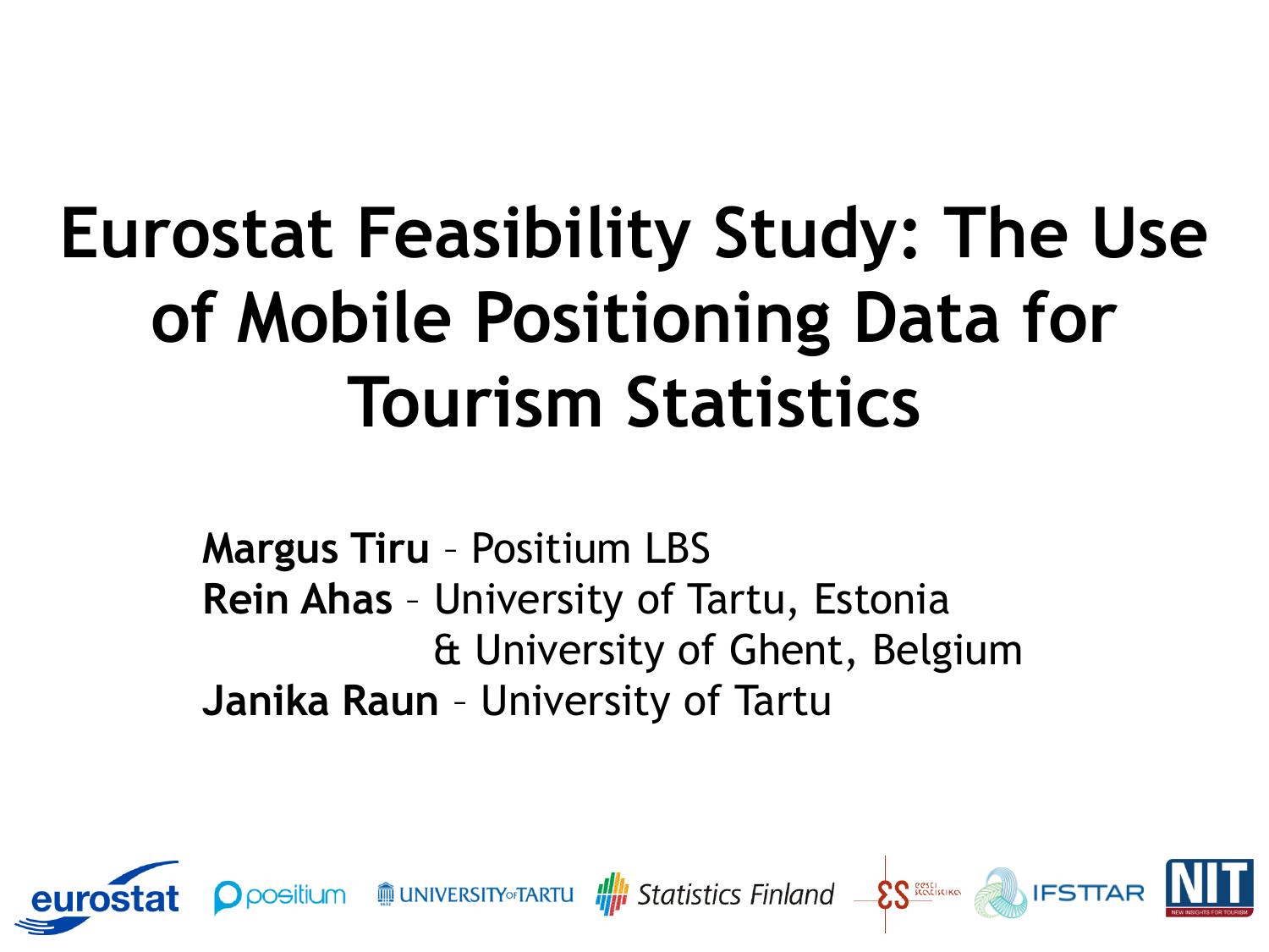# Eurostat Feasibility Study: The Use of Mobile Positioning Data for Tourism Statistics

**Margus Tiru** – Positium LBS

**Rein Ahas** – University of Tartu, Estonia & University of Ghent, Belgium

**Janika Raun** – University of Tartu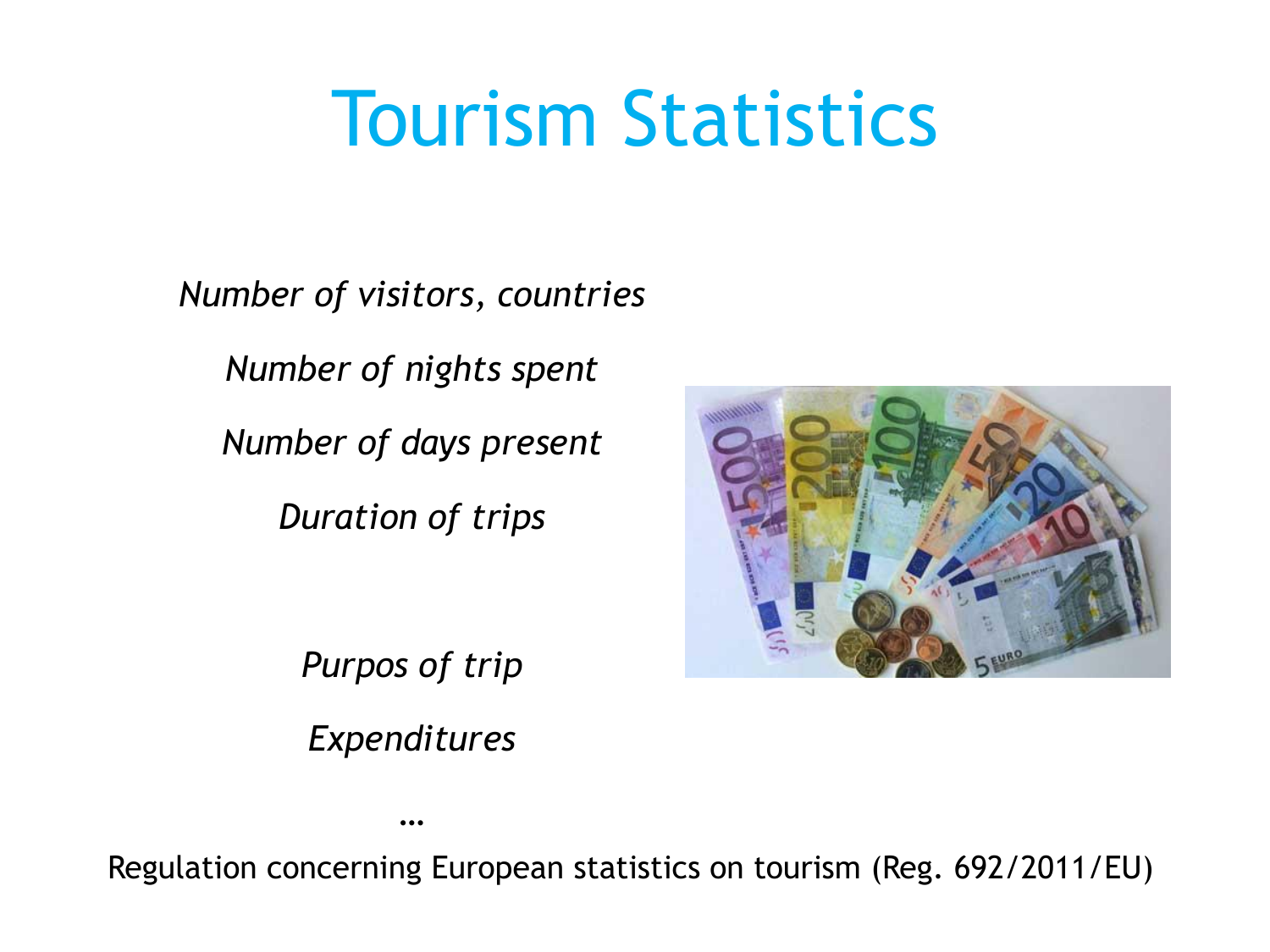# Tourism Statistics

*Number of visitors, countries*

*Number of nights spent*

*Number of days present*

*Duration of trips*

*Purpos of trip*

*Expenditures*

…

Regulation concerning European statistics on tourism (Reg. 692/2011/EU)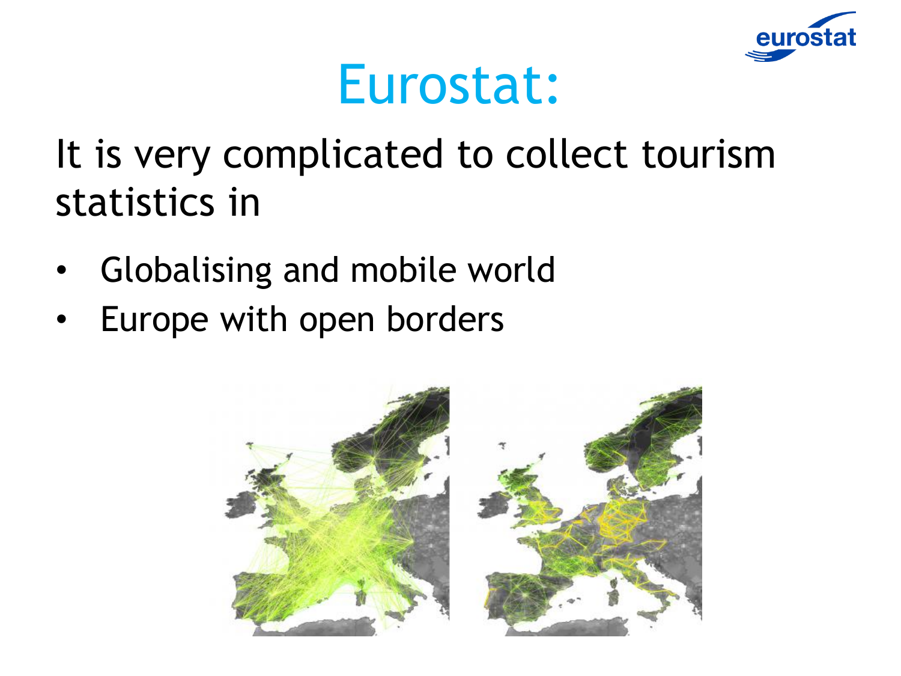# Eurostat:

It is very complicated to collect tourism statistics in

- Globalising and mobile world
- Europe with open borders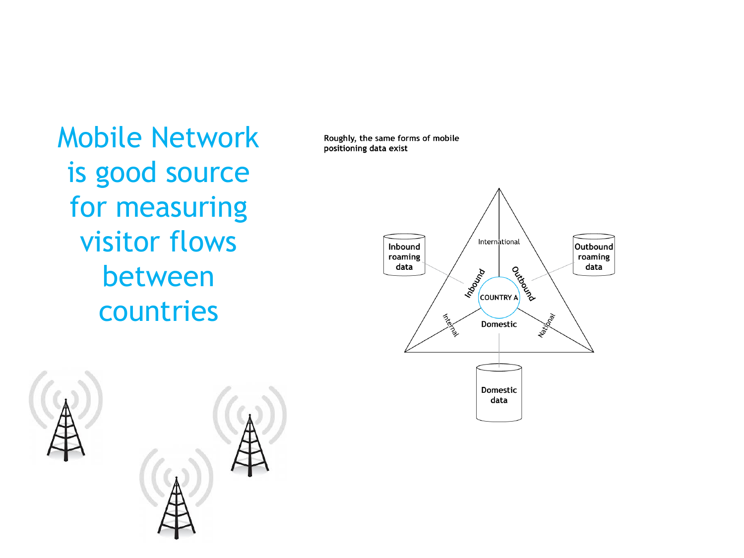# Mobile Network is good source for measuring visitor flows between countries

Roughly, the same forms of mobile positioning data exist

Inbound roaming data

Outbound roaming data

Domestic data

International

Inbound

Outbound

COUNTRY A

Domestic

Internal

National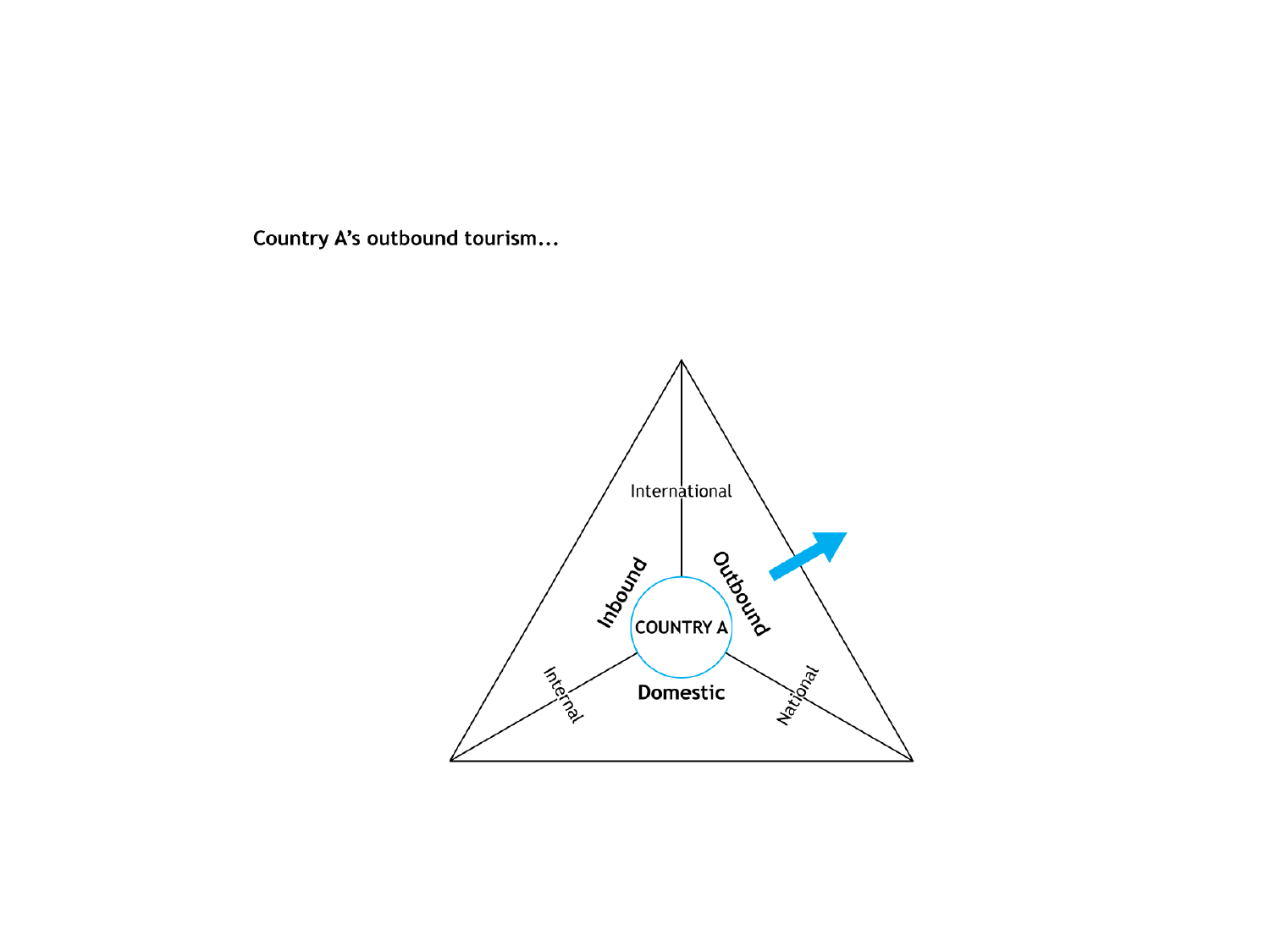Country A's outbound tourism…

International

Inbound

Outbound

COUNTRY A

Domestic

Internal

National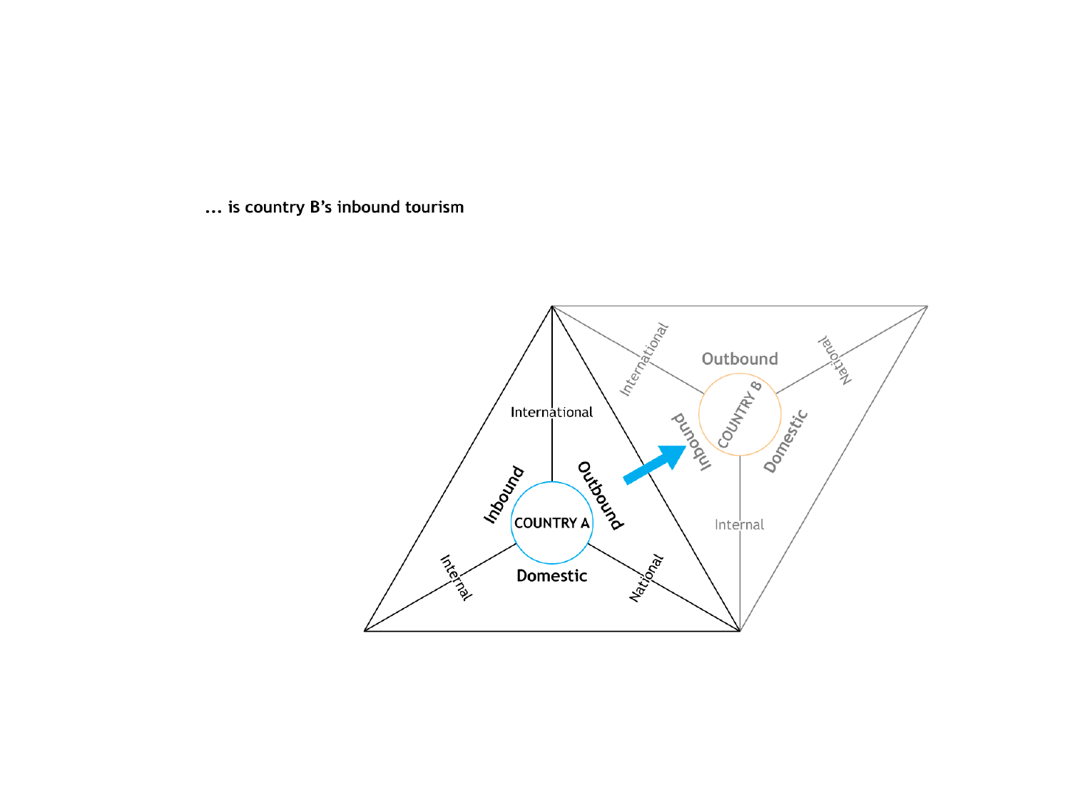… is country B’s inbound tourism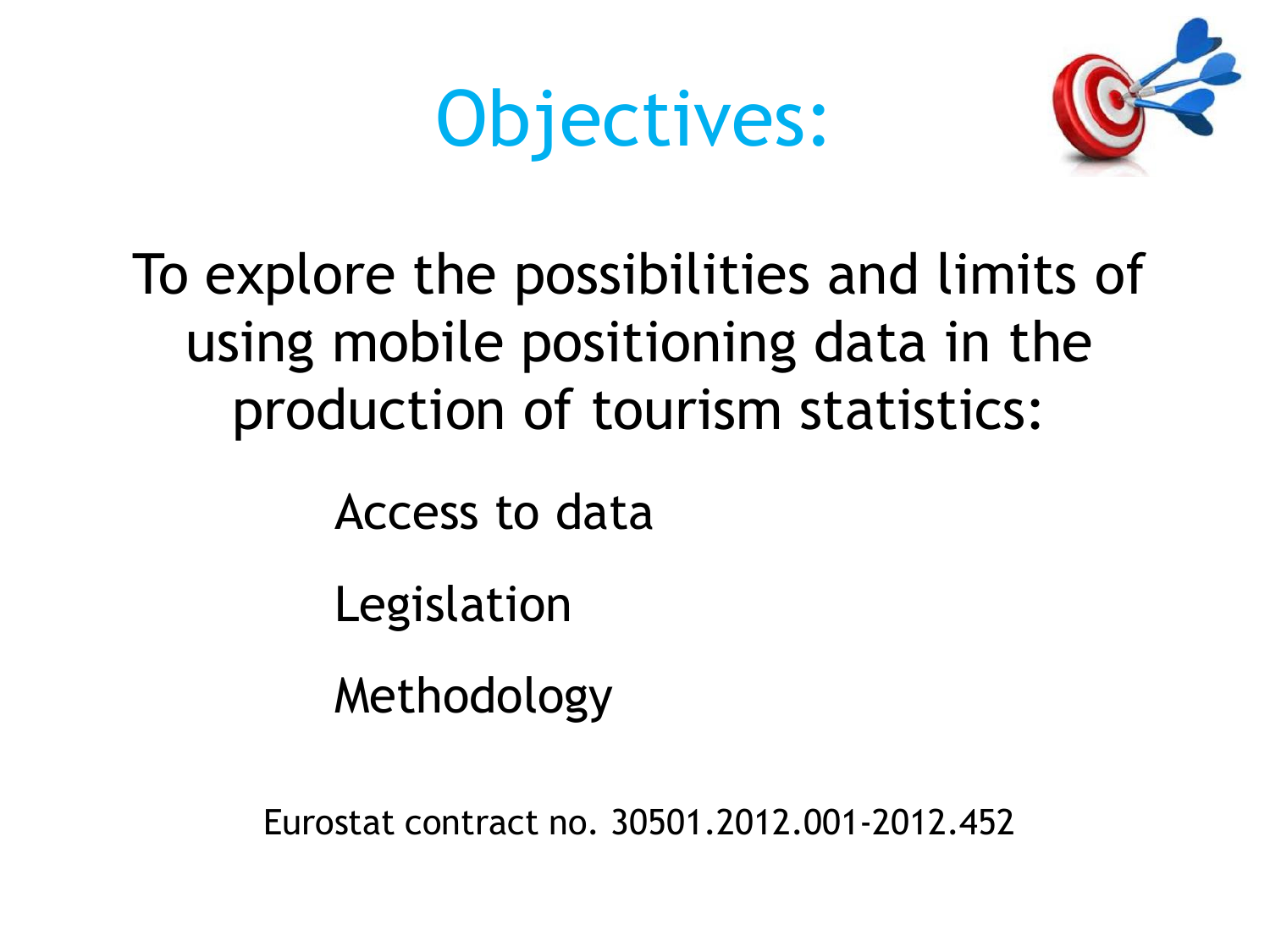# Objectives:

To explore the possibilities and limits of using mobile positioning data in the production of tourism statistics:

- Access to data
- Legislation
- Methodology

Eurostat contract no. 30501.2012.001-2012.452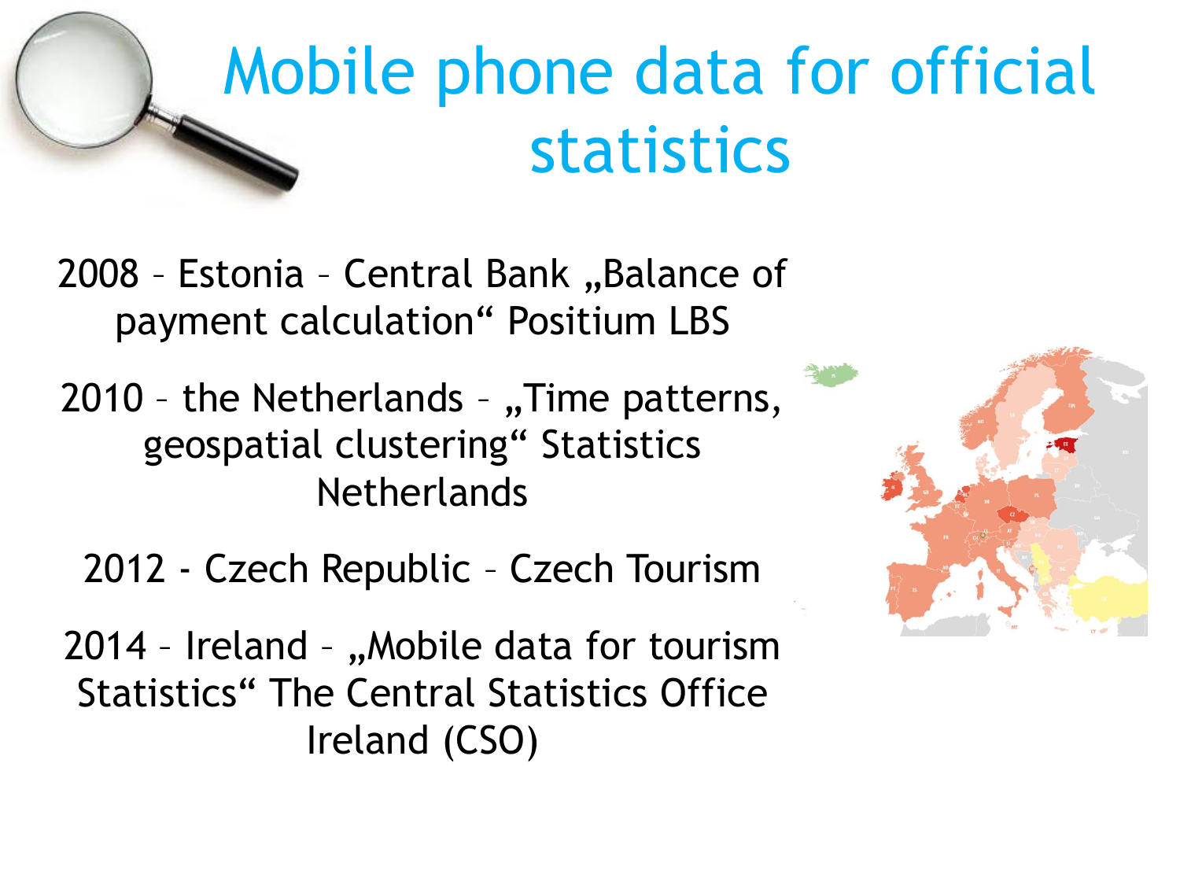# Mobile phone data for official statistics

2008 – Estonia – Central Bank „Balance of payment calculation“ Positium LBS

2010 – the Netherlands – „Time patterns, geospatial clustering“ Statistics Netherlands

2012 - Czech Republic – Czech Tourism

2014 – Ireland – „Mobile data for tourism Statistics“ The Central Statistics Office Ireland (CSO)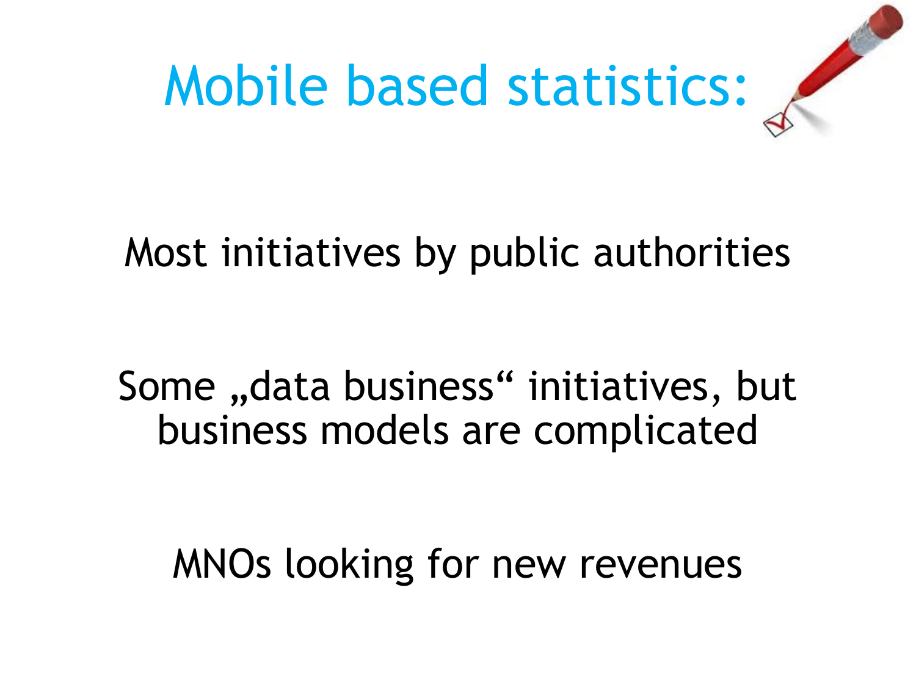# Mobile based statistics:

Most initiatives by public authorities

Some „data business“ initiatives, but business models are complicated

MNOs looking for new revenues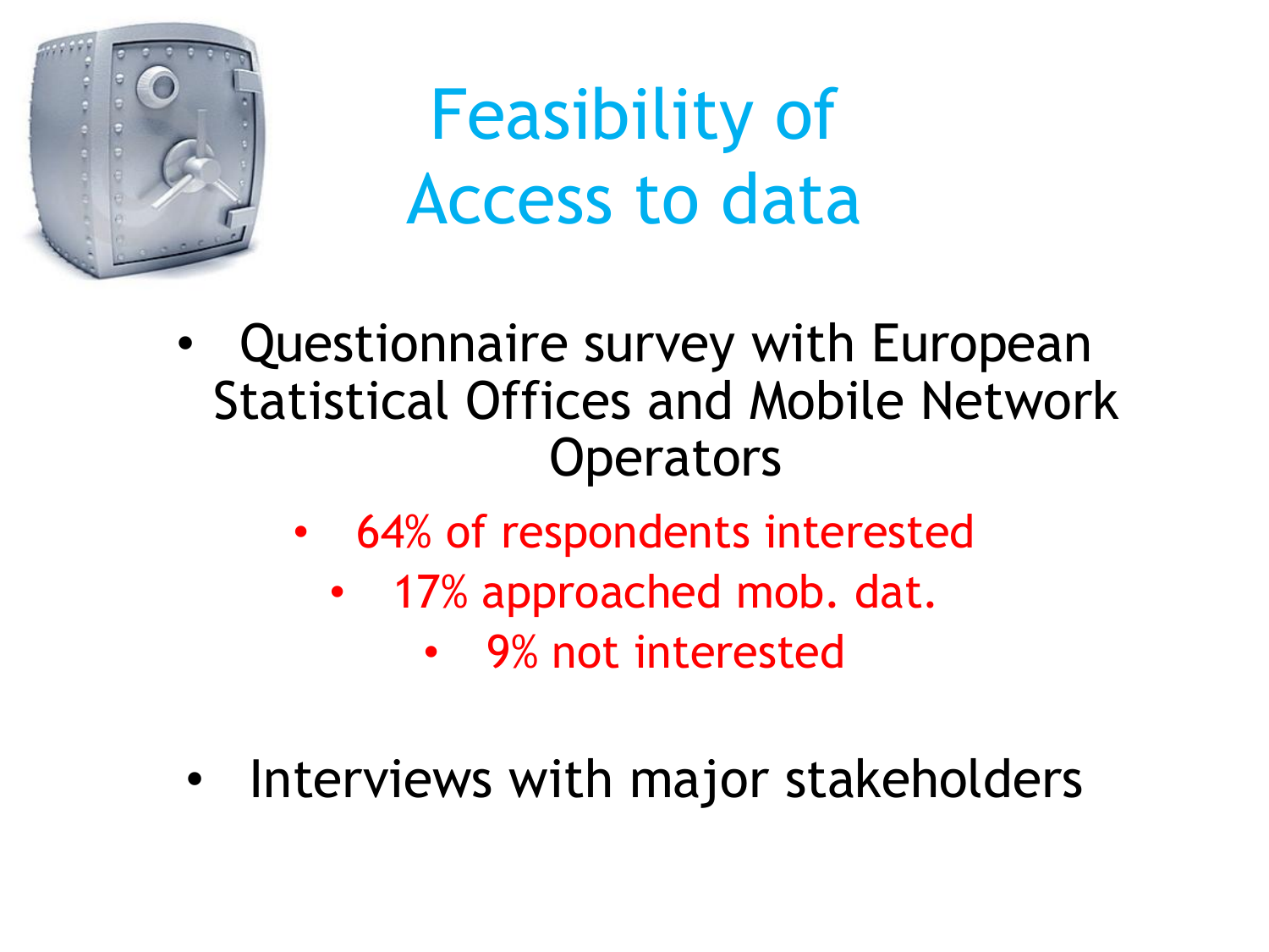# Feasibility of Access to data

- Questionnaire survey with European Statistical Offices and Mobile Network Operators
  - 64% of respondents interested
  - 17% approached mob. dat.
  - 9% not interested
- Interviews with major stakeholders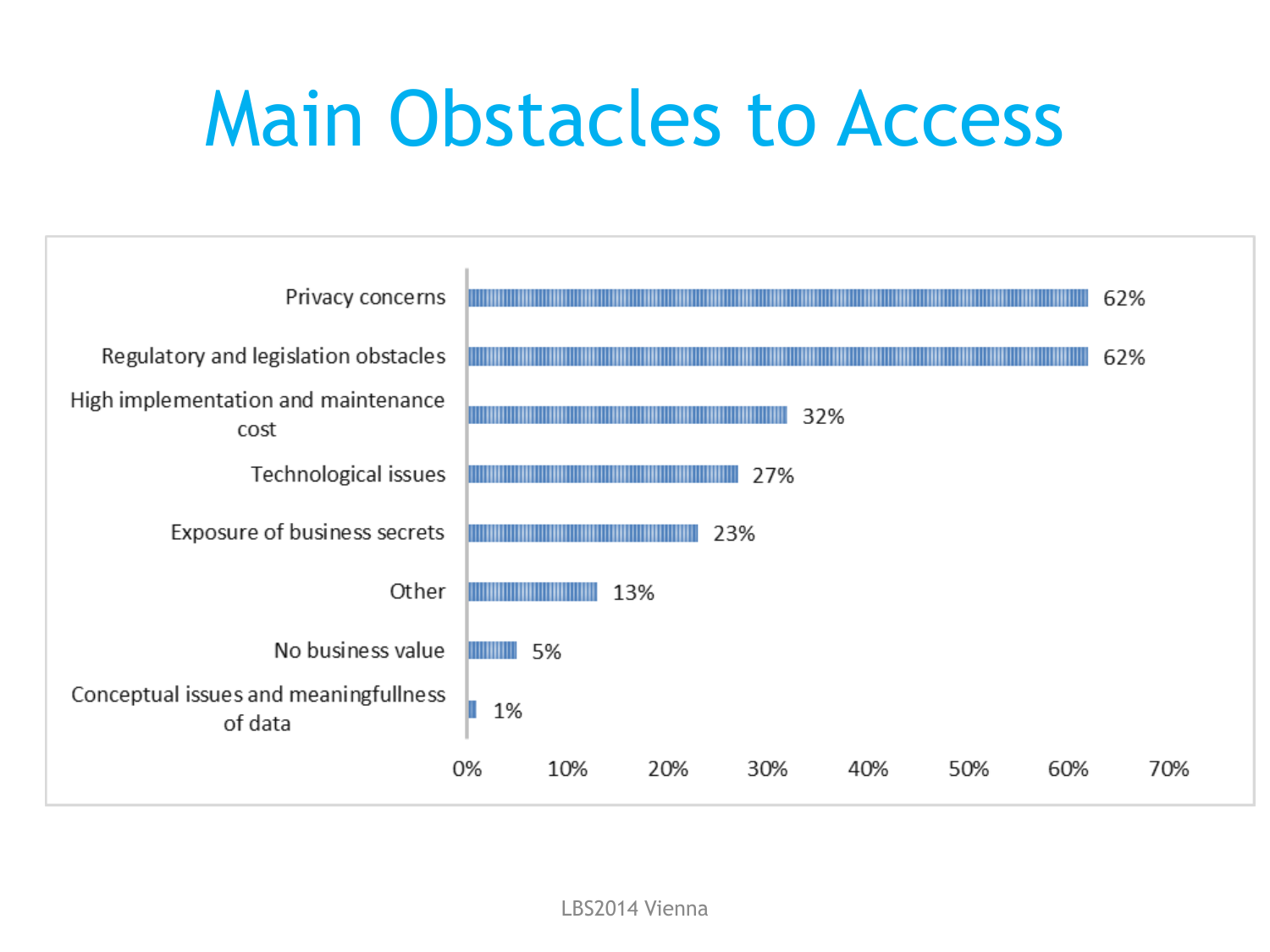# Main Obstacles to Access

| Obstacle | Share |
|---|---|
| Privacy concerns | 62% |
| Regulatory and legislation obstacles | 62% |
| High implementation and maintenance cost | 32% |
| Technological issues | 27% |
| Exposure of business secrets | 23% |
| Other | 13% |
| No business value | 5% |
| Conceptual issues and meaningfullness of data | 1% |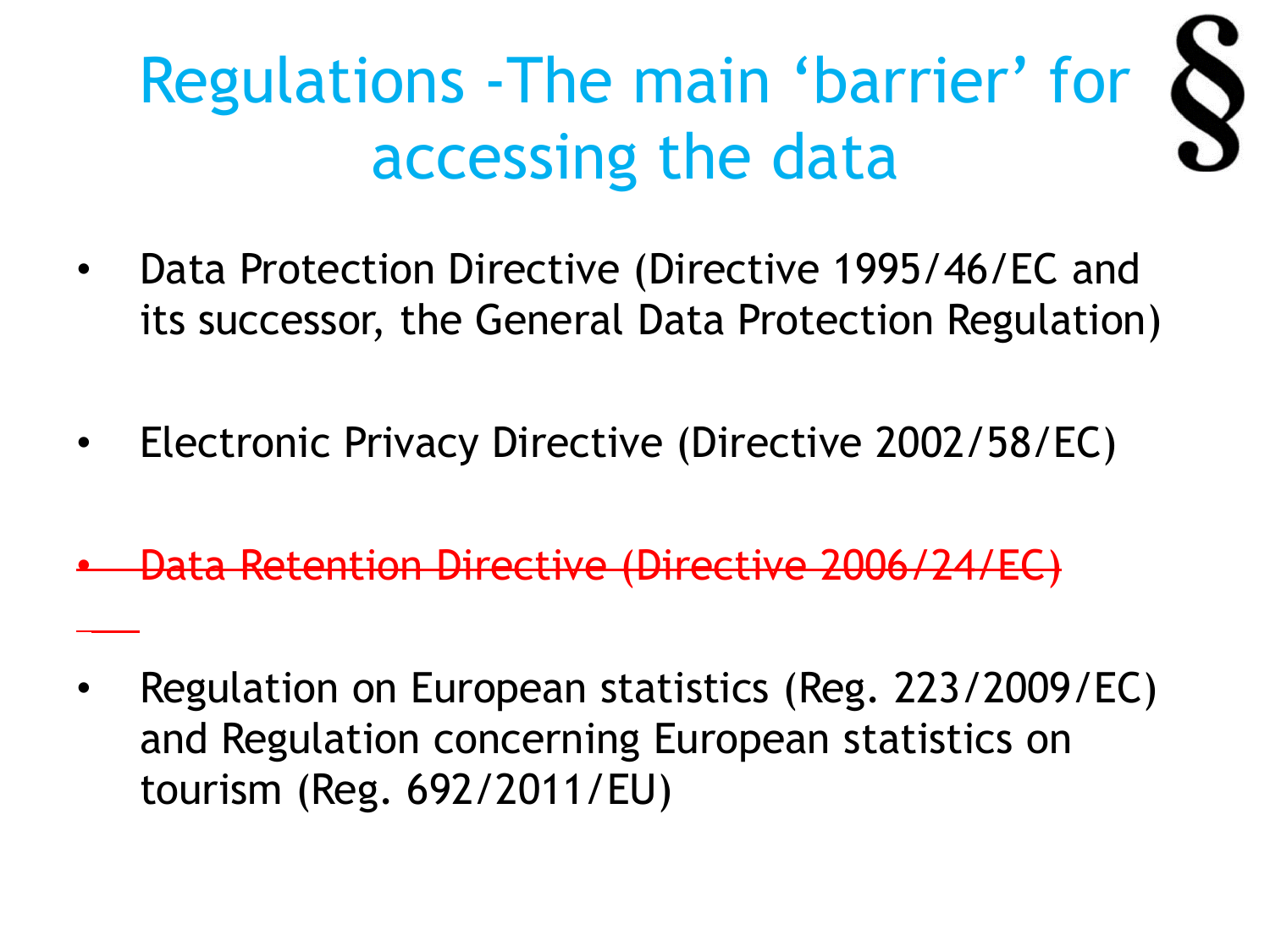# Regulations -The main 'barrier' for accessing the data

§

- Data Protection Directive (Directive 1995/46/EC and its successor, the General Data Protection Regulation)
- Electronic Privacy Directive (Directive 2002/58/EC)
- ~~Data Retention Directive (Directive 2006/24/EC)~~
- Regulation on European statistics (Reg. 223/2009/EC) and Regulation concerning European statistics on tourism (Reg. 692/2011/EU)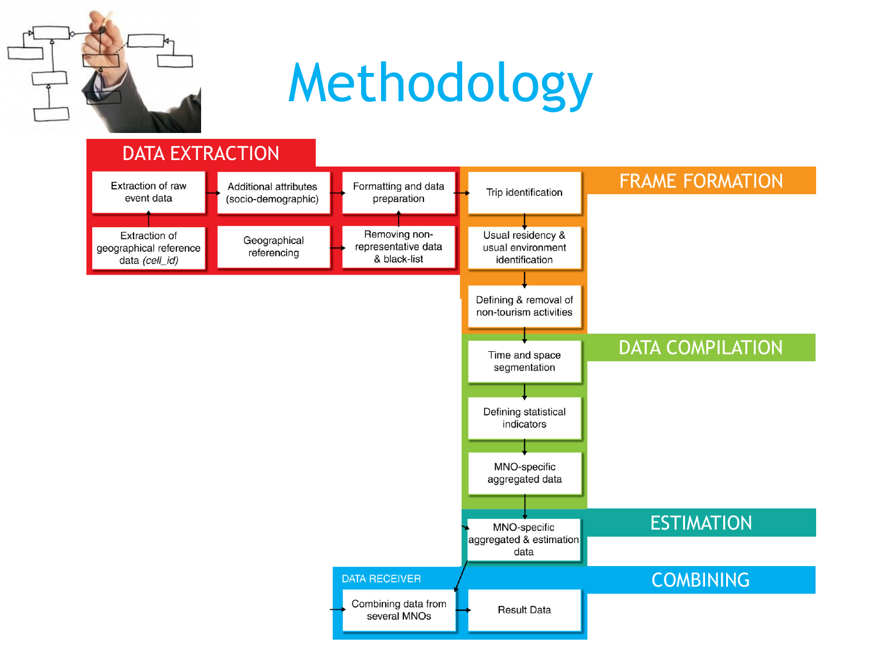# Methodology

## DATA EXTRACTION

- Extraction of raw event data
- Additional attributes (socio-demographic)
- Formatting and data preparation
- Extraction of geographical reference data *(cell_id)*
- Geographical referencing
- Removing non-representative data & black-list

## FRAME FORMATION

- Trip identification
- Usual residency & usual environment identification
- Defining & removal of non-tourism activities

## DATA COMPILATION

- Time and space segmentation
- Defining statistical indicators
- MNO-specific aggregated data

## ESTIMATION

- MNO-specific aggregated & estimation data

## COMBINING

DATA RECEIVER

- Combining data from several MNOs
- Result Data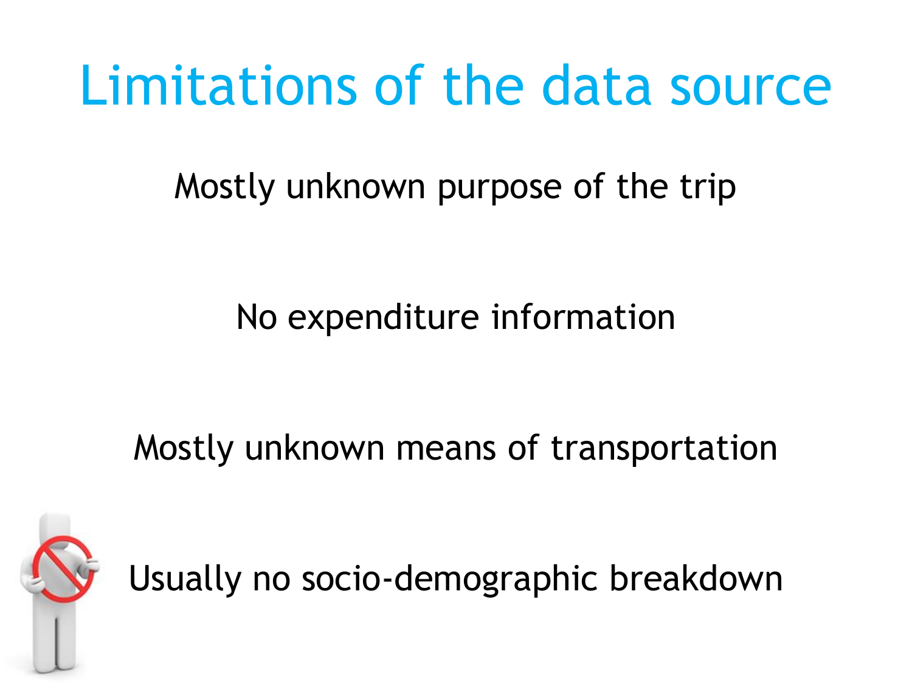# Limitations of the data source

Mostly unknown purpose of the trip

No expenditure information

Mostly unknown means of transportation

Usually no socio-demographic breakdown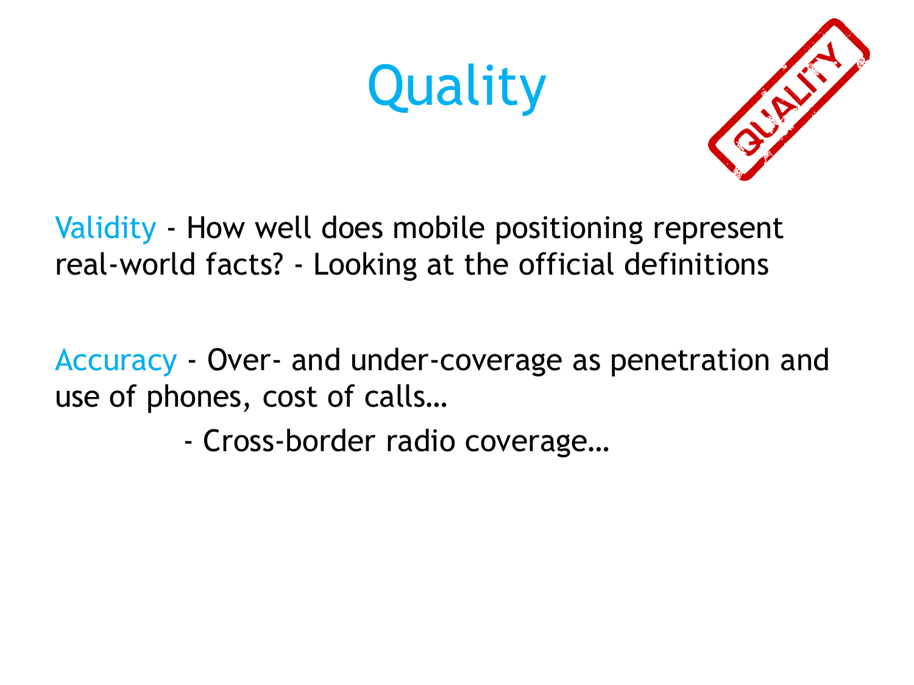# Quality

Validity - How well does mobile positioning represent real-world facts? - Looking at the official definitions

Accuracy - Over- and under-coverage as penetration and use of phones, cost of calls…

- Cross-border radio coverage…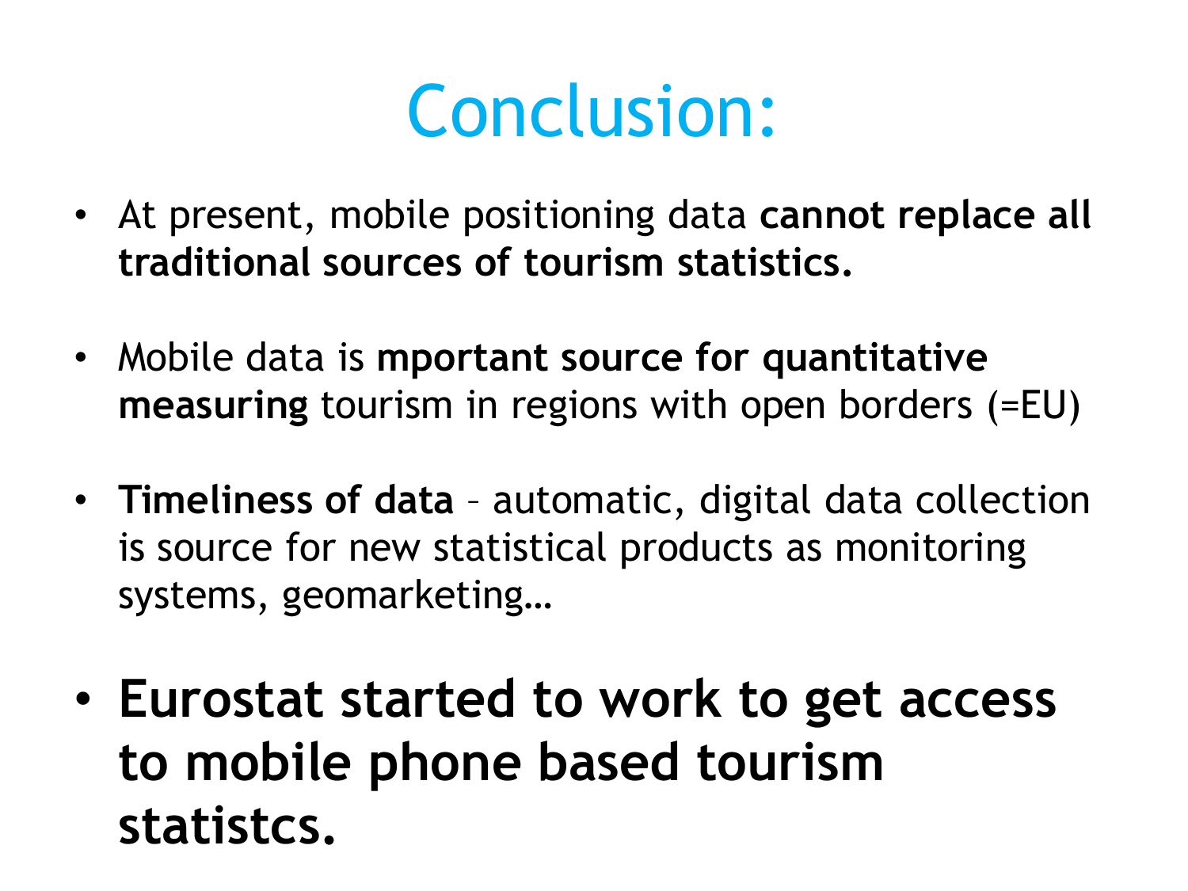# Conclusion:

- At present, mobile positioning data **cannot replace all traditional sources of tourism statistics.**

- Mobile data is **mportant source for quantitative measuring** tourism in regions with open borders (=EU)

- **Timeliness of data** – automatic, digital data collection is source for new statistical products as monitoring systems, geomarketing…

- **Eurostat started to work to get access to mobile phone based tourism statistcs.**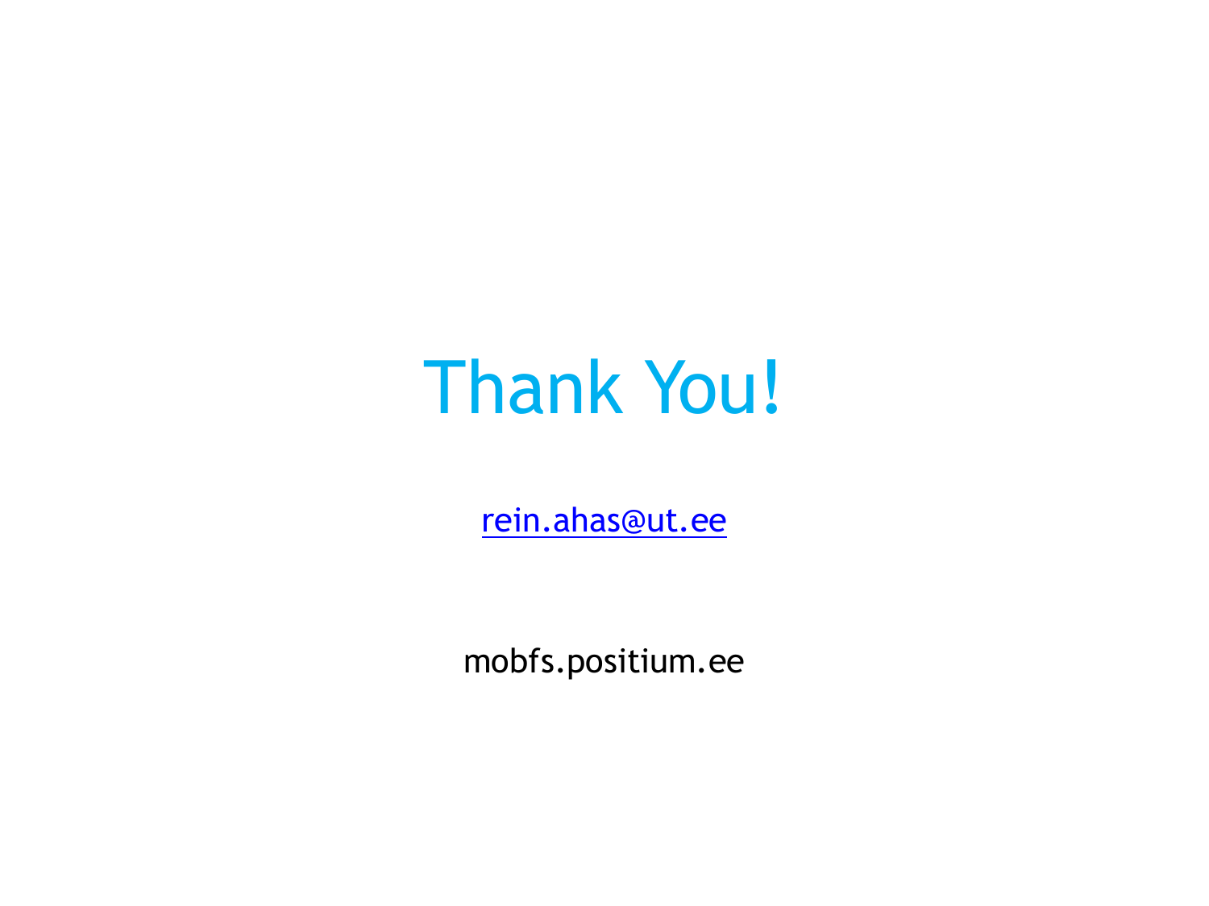# Thank You!

rein.ahas@ut.ee

mobfs.positium.ee